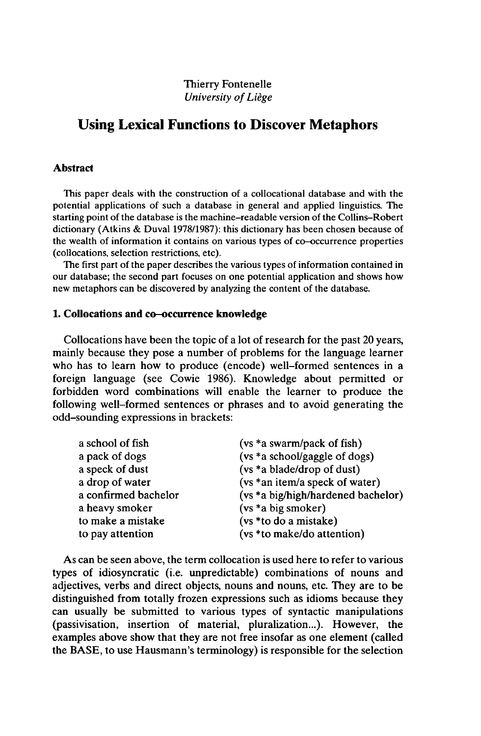Thierry Fontenelle
*University of Liège*

# Using Lexical Functions to Discover Metaphors

### Abstract

This paper deals with the construction of a collocational database and with the potential applications of such a database in general and applied linguistics. The starting point of the database is the machine-readable version of the Collins–Robert dictionary (Atkins & Duval 1978/1987): this dictionary has been chosen because of the wealth of information it contains on various types of co-occurrence properties (collocations, selection restrictions, etc).

The first part of the paper describes the various types of information contained in our database; the second part focuses on one potential application and shows how new metaphors can be discovered by analyzing the content of the database.

## 1. Collocations and co-occurrence knowledge

Collocations have been the topic of a lot of research for the past 20 years, mainly because they pose a number of problems for the language learner who has to learn how to produce (encode) well-formed sentences in a foreign language (see Cowie 1986). Knowledge about permitted or forbidden word combinations will enable the learner to produce the following well-formed sentences or phrases and to avoid generating the odd-sounding expressions in brackets:

| | |
|---|---|
| a school of fish | (vs *a swarm/pack of fish) |
| a pack of dogs | (vs *a school/gaggle of dogs) |
| a speck of dust | (vs *a blade/drop of dust) |
| a drop of water | (vs *an item/a speck of water) |
| a confirmed bachelor | (vs *a big/high/hardened bachelor) |
| a heavy smoker | (vs *a big smoker) |
| to make a mistake | (vs *to do a mistake) |
| to pay attention | (vs *to make/do attention) |

As can be seen above, the term collocation is used here to refer to various types of idiosyncratic (i.e. unpredictable) combinations of nouns and adjectives, verbs and direct objects, nouns and nouns, etc. They are to be distinguished from totally frozen expressions such as idioms because they can usually be submitted to various types of syntactic manipulations (passivisation, insertion of material, pluralization...). However, the examples above show that they are not free insofar as one element (called the BASE, to use Hausmann's terminology) is responsible for the selection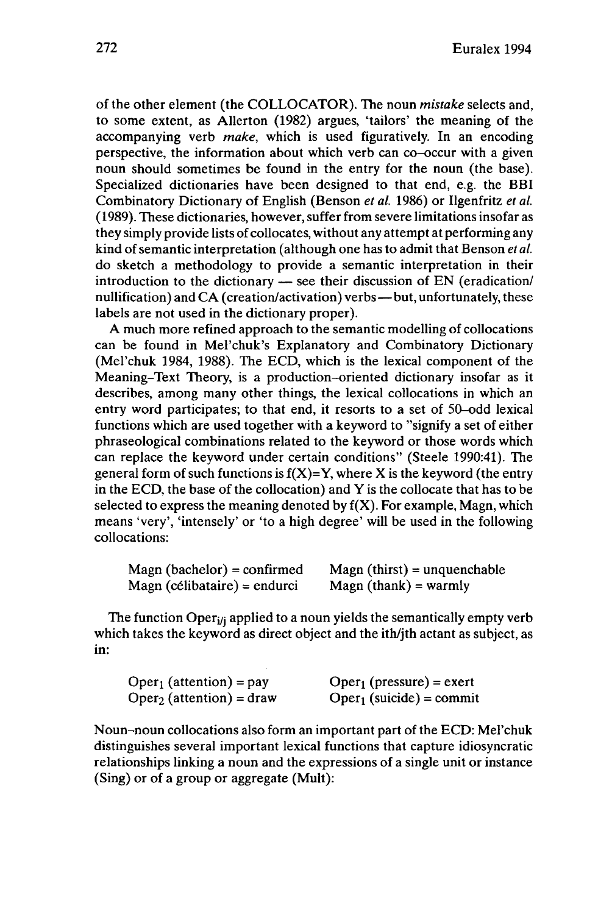of the other element (the COLLOCATOR). The noun *mistake* selects and, to some extent, as Allerton (1982) argues, 'tailors' the meaning of the accompanying verb *make*, which is used figuratively. In an encoding perspective, the information about which verb can co–occur with a given noun should sometimes be found in the entry for the noun (the base). Specialized dictionaries have been designed to that end, e.g. the BBI Combinatory Dictionary of English (Benson *et al.* 1986) or Ilgenfritz *et al.* (1989). These dictionaries, however, suffer from severe limitations insofar as they simply provide lists of collocates, without any attempt at performing any kind of semantic interpretation (although one has to admit that Benson *et al.* do sketch a methodology to provide a semantic interpretation in their introduction to the dictionary — see their discussion of EN (eradication/nullification) and CA (creation/activation) verbs — but, unfortunately, these labels are not used in the dictionary proper).

A much more refined approach to the semantic modelling of collocations can be found in Mel'chuk's Explanatory and Combinatory Dictionary (Mel'chuk 1984, 1988). The ECD, which is the lexical component of the Meaning–Text Theory, is a production–oriented dictionary insofar as it describes, among many other things, the lexical collocations in which an entry word participates; to that end, it resorts to a set of 50–odd lexical functions which are used together with a keyword to "signify a set of either phraseological combinations related to the keyword or those words which can replace the keyword under certain conditions" (Steele 1990:41). The general form of such functions is $f(X)=Y$, where X is the keyword (the entry in the ECD, the base of the collocation) and Y is the collocate that has to be selected to express the meaning denoted by $f(X)$. For example, Magn, which means 'very', 'intensely' or 'to a high degree' will be used in the following collocations:

Magn (bachelor) = confirmed      Magn (thirst) = unquenchable
Magn (célibataire) = endurci      Magn (thank) = warmly

The function $\text{Oper}_{i/j}$ applied to a noun yields the semantically empty verb which takes the keyword as direct object and the ith/jth actant as subject, as in:

$\text{Oper}_1$ (attention) = pay      $\text{Oper}_1$ (pressure) = exert
$\text{Oper}_2$ (attention) = draw      $\text{Oper}_1$ (suicide) = commit

Noun–noun collocations also form an important part of the ECD: Mel'chuk distinguishes several important lexical functions that capture idiosyncratic relationships linking a noun and the expressions of a single unit or instance (Sing) or of a group or aggregate (Mult):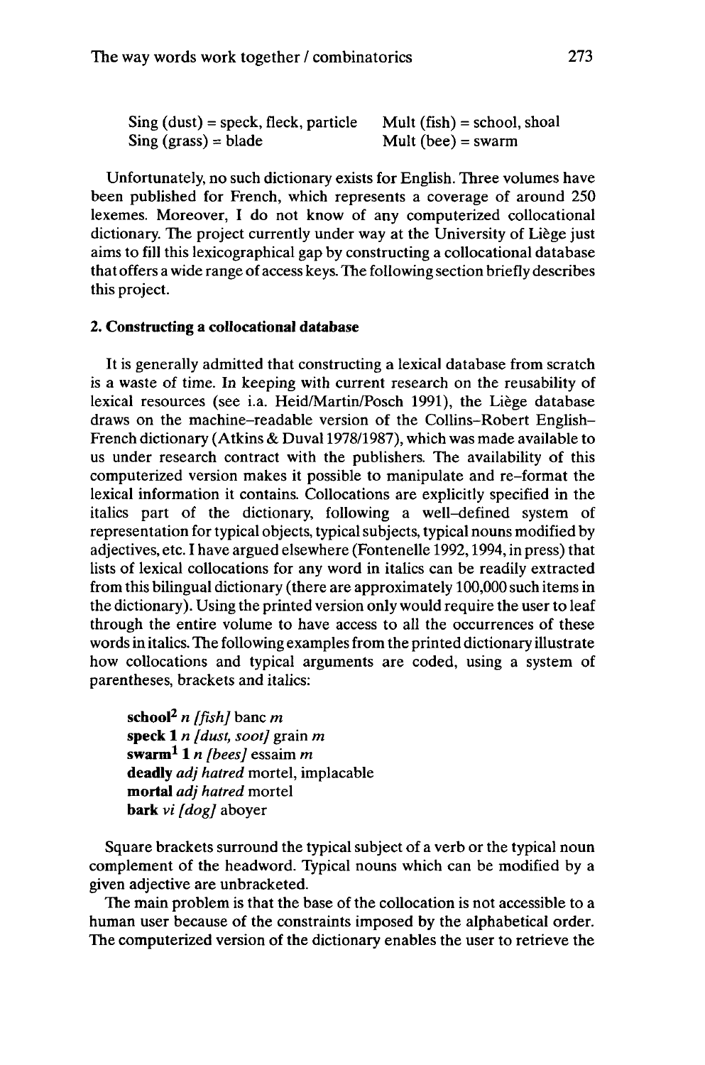Sing (dust) = speck, fleck, particle    Mult (fish) = school, shoal
Sing (grass) = blade    Mult (bee) = swarm

Unfortunately, no such dictionary exists for English. Three volumes have been published for French, which represents a coverage of around 250 lexemes. Moreover, I do not know of any computerized collocational dictionary. The project currently under way at the University of Liège just aims to fill this lexicographical gap by constructing a collocational database that offers a wide range of access keys. The following section briefly describes this project.

## 2. Constructing a collocational database

It is generally admitted that constructing a lexical database from scratch is a waste of time. In keeping with current research on the reusability of lexical resources (see i.a. Heid/Martin/Posch 1991), the Liège database draws on the machine-readable version of the Collins-Robert English-French dictionary (Atkins & Duval 1978/1987), which was made available to us under research contract with the publishers. The availability of this computerized version makes it possible to manipulate and re-format the lexical information it contains. Collocations are explicitly specified in the italics part of the dictionary, following a well-defined system of representation for typical objects, typical subjects, typical nouns modified by adjectives, etc. I have argued elsewhere (Fontenelle 1992, 1994, in press) that lists of lexical collocations for any word in italics can be readily extracted from this bilingual dictionary (there are approximately 100,000 such items in the dictionary). Using the printed version only would require the user to leaf through the entire volume to have access to all the occurrences of these words in italics. The following examples from the printed dictionary illustrate how collocations and typical arguments are coded, using a system of parentheses, brackets and italics:

**school**[2] *n [fish]* banc *m*
**speck 1** *n [dust, soot]* grain *m*
**swarm**[1] **1** *n [bees]* essaim *m*
**deadly** *adj hatred* mortel, implacable
**mortal** *adj hatred* mortel
**bark** *vi [dog]* aboyer

Square brackets surround the typical subject of a verb or the typical noun complement of the headword. Typical nouns which can be modified by a given adjective are unbracketed.

The main problem is that the base of the collocation is not accessible to a human user because of the constraints imposed by the alphabetical order. The computerized version of the dictionary enables the user to retrieve the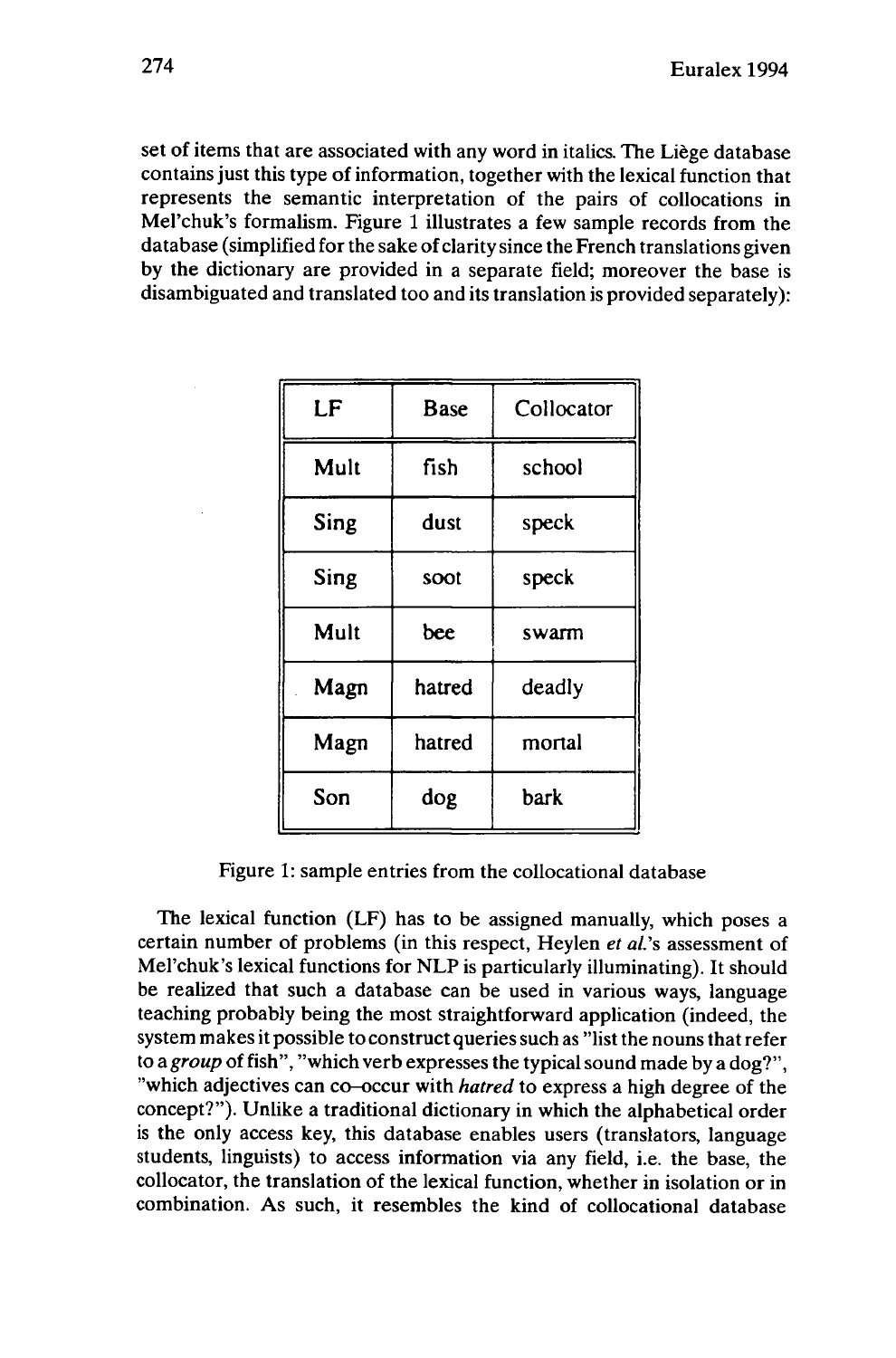set of items that are associated with any word in italics. The Liège database contains just this type of information, together with the lexical function that represents the semantic interpretation of the pairs of collocations in Mel'chuk's formalism. Figure 1 illustrates a few sample records from the database (simplified for the sake of clarity since the French translations given by the dictionary are provided in a separate field; moreover the base is disambiguated and translated too and its translation is provided separately):

| LF | Base | Collocator |
|---|---|---|
| Mult | fish | school |
| Sing | dust | speck |
| Sing | soot | speck |
| Mult | bee | swarm |
| Magn | hatred | deadly |
| Magn | hatred | mortal |
| Son | dog | bark |

Figure 1: sample entries from the collocational database

The lexical function (LF) has to be assigned manually, which poses a certain number of problems (in this respect, Heylen *et al.*'s assessment of Mel'chuk's lexical functions for NLP is particularly illuminating). It should be realized that such a database can be used in various ways, language teaching probably being the most straightforward application (indeed, the system makes it possible to construct queries such as "list the nouns that refer to a *group* of fish", "which verb expresses the typical sound made by a dog?", "which adjectives can co-occur with *hatred* to express a high degree of the concept?"). Unlike a traditional dictionary in which the alphabetical order is the only access key, this database enables users (translators, language students, linguists) to access information via any field, i.e. the base, the collocator, the translation of the lexical function, whether in isolation or in combination. As such, it resembles the kind of collocational database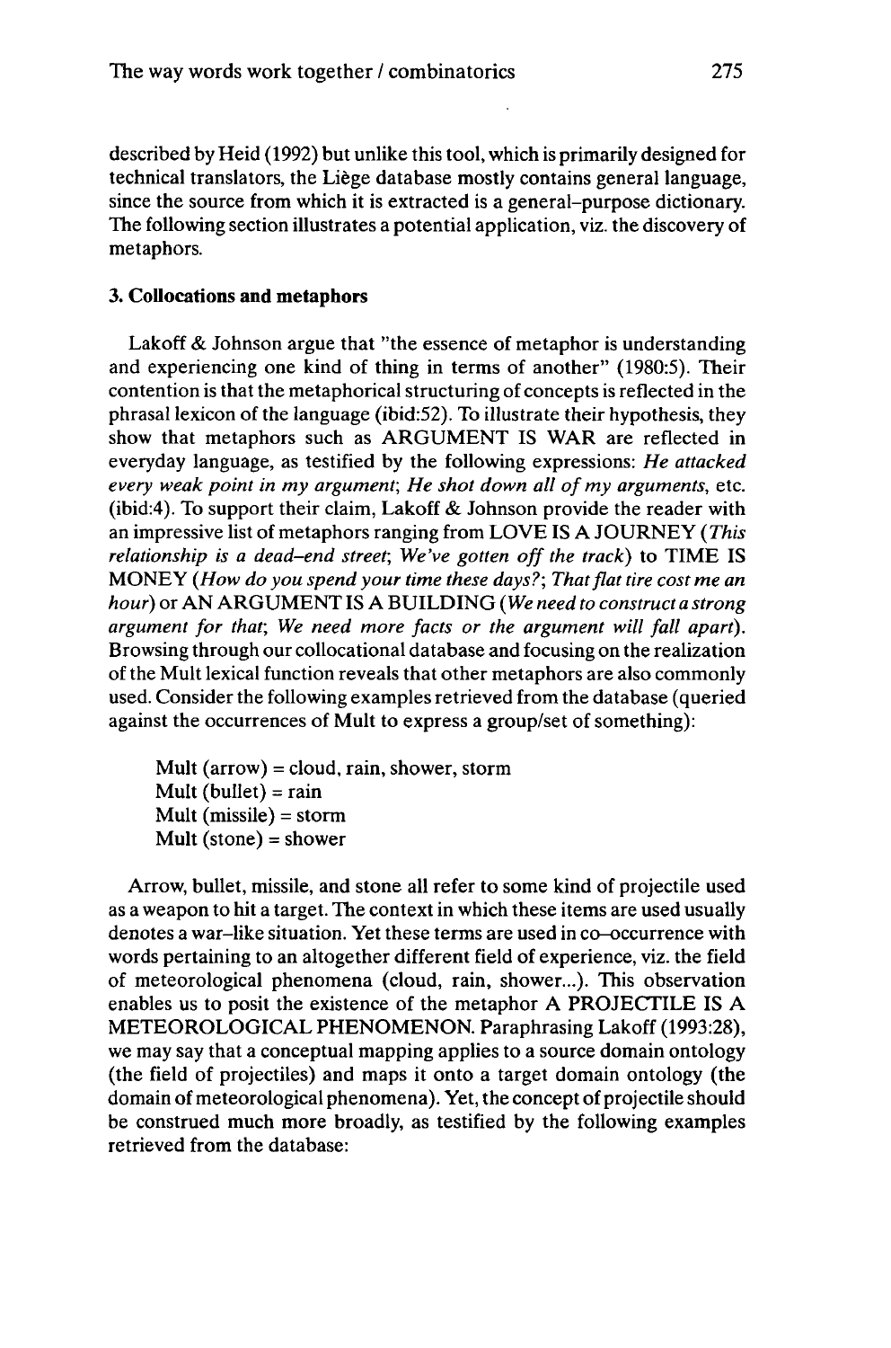described by Heid (1992) but unlike this tool, which is primarily designed for technical translators, the Liège database mostly contains general language, since the source from which it is extracted is a general-purpose dictionary. The following section illustrates a potential application, viz. the discovery of metaphors.

### 3. Collocations and metaphors

Lakoff & Johnson argue that "the essence of metaphor is understanding and experiencing one kind of thing in terms of another" (1980:5). Their contention is that the metaphorical structuring of concepts is reflected in the phrasal lexicon of the language (ibid:52). To illustrate their hypothesis, they show that metaphors such as ARGUMENT IS WAR are reflected in everyday language, as testified by the following expressions: *He attacked every weak point in my argument*; *He shot down all of my arguments*, etc. (ibid:4). To support their claim, Lakoff & Johnson provide the reader with an impressive list of metaphors ranging from LOVE IS A JOURNEY (*This relationship is a dead–end street*; *We've gotten off the track*) to TIME IS MONEY (*How do you spend your time these days?*; *That flat tire cost me an hour*) or AN ARGUMENT IS A BUILDING (*We need to construct a strong argument for that*; *We need more facts or the argument will fall apart*). Browsing through our collocational database and focusing on the realization of the Mult lexical function reveals that other metaphors are also commonly used. Consider the following examples retrieved from the database (queried against the occurrences of Mult to express a group/set of something):

Mult (arrow) = cloud, rain, shower, storm
Mult (bullet) = rain
Mult (missile) = storm
Mult (stone) = shower

Arrow, bullet, missile, and stone all refer to some kind of projectile used as a weapon to hit a target. The context in which these items are used usually denotes a war–like situation. Yet these terms are used in co–occurrence with words pertaining to an altogether different field of experience, viz. the field of meteorological phenomena (cloud, rain, shower...). This observation enables us to posit the existence of the metaphor A PROJECTILE IS A METEOROLOGICAL PHENOMENON. Paraphrasing Lakoff (1993:28), we may say that a conceptual mapping applies to a source domain ontology (the field of projectiles) and maps it onto a target domain ontology (the domain of meteorological phenomena). Yet, the concept of projectile should be construed much more broadly, as testified by the following examples retrieved from the database: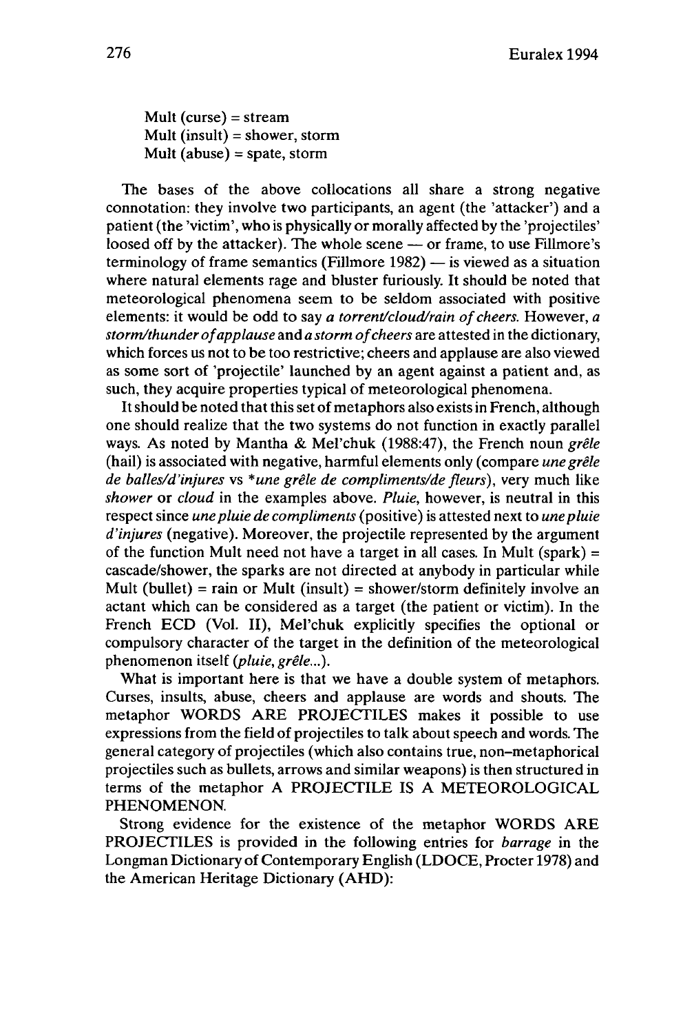Mult (curse) = stream  
Mult (insult) = shower, storm  
Mult (abuse) = spate, storm

The bases of the above collocations all share a strong negative connotation: they involve two participants, an agent (the 'attacker') and a patient (the 'victim', who is physically or morally affected by the 'projectiles' loosed off by the attacker). The whole scene — or frame, to use Fillmore's terminology of frame semantics (Fillmore 1982) — is viewed as a situation where natural elements rage and bluster furiously. It should be noted that meteorological phenomena seem to be seldom associated with positive elements: it would be odd to say *a torrent/cloud/rain of cheers*. However, *a storm/thunder of applause* and *a storm of cheers* are attested in the dictionary, which forces us not to be too restrictive; cheers and applause are also viewed as some sort of 'projectile' launched by an agent against a patient and, as such, they acquire properties typical of meteorological phenomena.

It should be noted that this set of metaphors also exists in French, although one should realize that the two systems do not function in exactly parallel ways. As noted by Mantha & Mel'chuk (1988:47), the French noun *grêle* (hail) is associated with negative, harmful elements only (compare *une grêle de balles/d'injures* vs *\*une grêle de compliments/de fleurs*), very much like *shower* or *cloud* in the examples above. *Pluie*, however, is neutral in this respect since *une pluie de compliments* (positive) is attested next to *une pluie d'injures* (negative). Moreover, the projectile represented by the argument of the function Mult need not have a target in all cases. In Mult (spark) = cascade/shower, the sparks are not directed at anybody in particular while Mult (bullet) = rain or Mult (insult) = shower/storm definitely involve an actant which can be considered as a target (the patient or victim). In the French ECD (Vol. II), Mel'chuk explicitly specifies the optional or compulsory character of the target in the definition of the meteorological phenomenon itself *(pluie, grêle...)*.

What is important here is that we have a double system of metaphors. Curses, insults, abuse, cheers and applause are words and shouts. The metaphor WORDS ARE PROJECTILES makes it possible to use expressions from the field of projectiles to talk about speech and words. The general category of projectiles (which also contains true, non-metaphorical projectiles such as bullets, arrows and similar weapons) is then structured in terms of the metaphor A PROJECTILE IS A METEOROLOGICAL PHENOMENON.

Strong evidence for the existence of the metaphor WORDS ARE PROJECTILES is provided in the following entries for *barrage* in the Longman Dictionary of Contemporary English (LDOCE, Procter 1978) and the American Heritage Dictionary (AHD):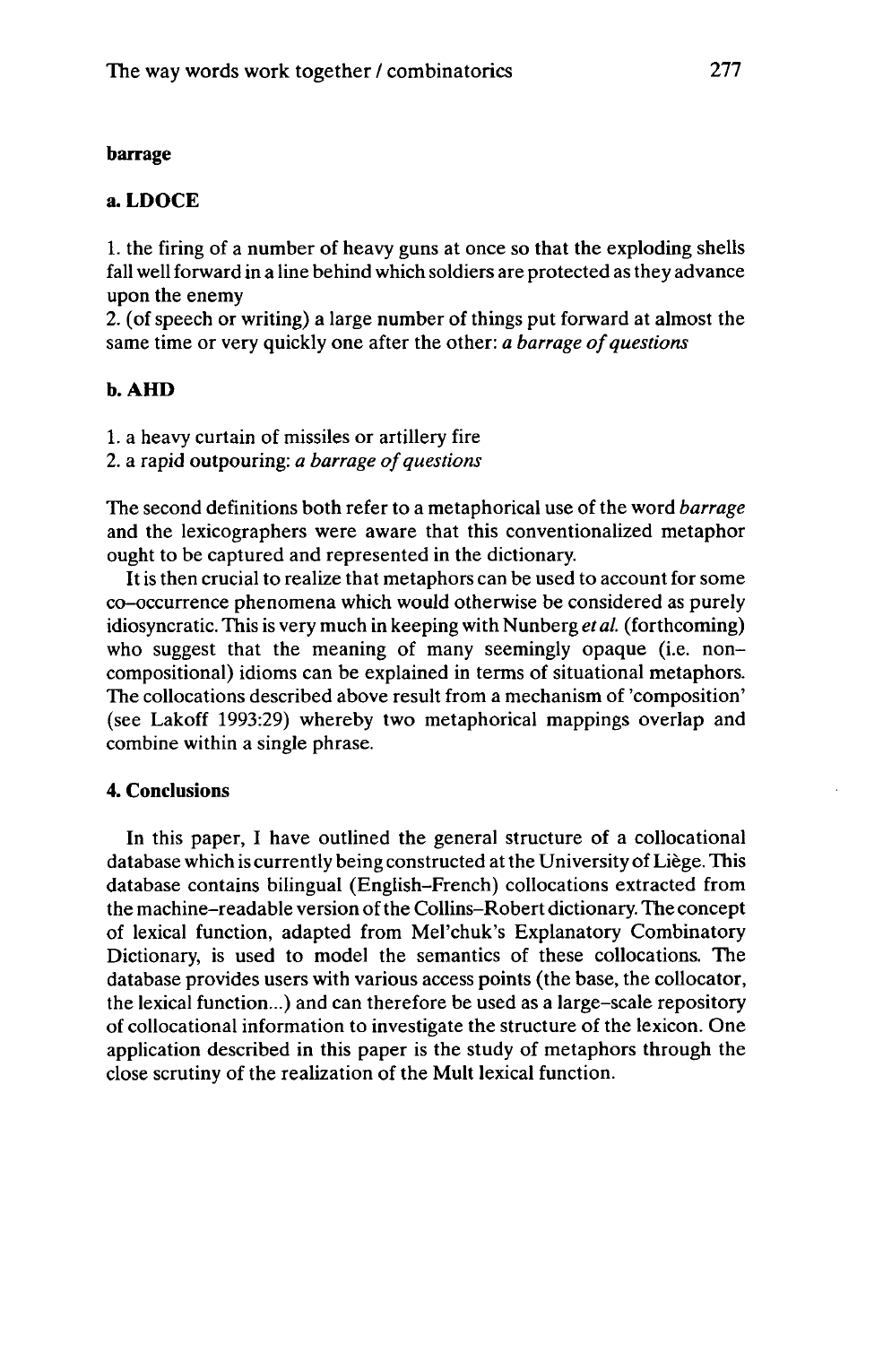**barrage**

**a. LDOCE**

1. the firing of a number of heavy guns at once so that the exploding shells fall well forward in a line behind which soldiers are protected as they advance upon the enemy
2. (of speech or writing) a large number of things put forward at almost the same time or very quickly one after the other: *a barrage of questions*

**b. AHD**

1. a heavy curtain of missiles or artillery fire
2. a rapid outpouring: *a barrage of questions*

The second definitions both refer to a metaphorical use of the word *barrage* and the lexicographers were aware that this conventionalized metaphor ought to be captured and represented in the dictionary.

It is then crucial to realize that metaphors can be used to account for some co-occurrence phenomena which would otherwise be considered as purely idiosyncratic. This is very much in keeping with Nunberg *et al.* (forthcoming) who suggest that the meaning of many seemingly opaque (i.e. non-compositional) idioms can be explained in terms of situational metaphors. The collocations described above result from a mechanism of 'composition' (see Lakoff 1993:29) whereby two metaphorical mappings overlap and combine within a single phrase.

## 4. Conclusions

In this paper, I have outlined the general structure of a collocational database which is currently being constructed at the University of Liège. This database contains bilingual (English-French) collocations extracted from the machine-readable version of the Collins-Robert dictionary. The concept of lexical function, adapted from Mel'chuk's Explanatory Combinatory Dictionary, is used to model the semantics of these collocations. The database provides users with various access points (the base, the collocator, the lexical function...) and can therefore be used as a large-scale repository of collocational information to investigate the structure of the lexicon. One application described in this paper is the study of metaphors through the close scrutiny of the realization of the Mult lexical function.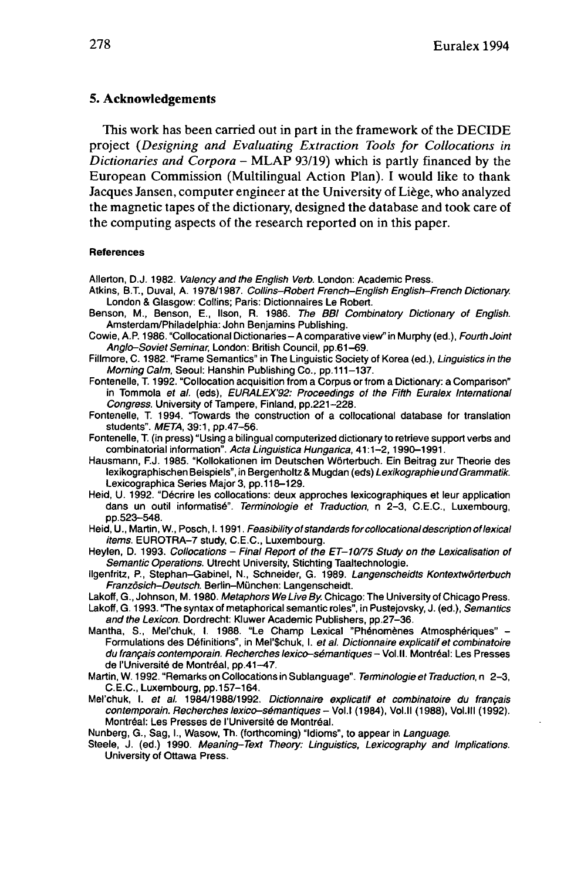## 5. Acknowledgements

This work has been carried out in part in the framework of the DECIDE project (*Designing and Evaluating Extraction Tools for Collocations in Dictionaries and Corpora* – MLAP 93/19) which is partly financed by the European Commission (Multilingual Action Plan). I would like to thank Jacques Jansen, computer engineer at the University of Liège, who analyzed the magnetic tapes of the dictionary, designed the database and took care of the computing aspects of the research reported on in this paper.

#### References

Allerton, D.J. 1982. *Valency and the English Verb*. London: Academic Press.

Atkins, B.T., Duval, A. 1978/1987. *Collins–Robert French–English English–French Dictionary*. London & Glasgow: Collins; Paris: Dictionnaires Le Robert.

Benson, M., Benson, E., Ilson, R. 1986. *The BBI Combinatory Dictionary of English*. Amsterdam/Philadelphia: John Benjamins Publishing.

Cowie, A.P. 1986. "Collocational Dictionaries – A comparative view" in Murphy (ed.), *Fourth Joint Anglo–Soviet Seminar*, London: British Council, pp.61–69.

Fillmore, C. 1982. "Frame Semantics" in The Linguistic Society of Korea (ed.), *Linguistics in the Morning Calm*, Seoul: Hanshin Publishing Co., pp.111–137.

Fontenelle, T. 1992. "Collocation acquisition from a Corpus or from a Dictionary: a Comparison" in Tommola *et al.* (eds), *EURALEX'92: Proceedings of the Fifth Euralex International Congress*. University of Tampere, Finland, pp.221–228.

Fontenelle, T. 1994. "Towards the construction of a collocational database for translation students". *META*, 39:1, pp.47–56.

Fontenelle, T. (in press) "Using a bilingual computerized dictionary to retrieve support verbs and combinatorial information". *Acta Linguistica Hungarica*, 41:1–2, 1990–1991.

Hausmann, F.J. 1985. "Kollokationen im Deutschen Wörterbuch. Ein Beitrag zur Theorie des lexikographischen Beispiels", in Bergenholtz & Mugdan (eds) *Lexikographie und Grammatik*. Lexicographica Series Major 3, pp.118–129.

Heid, U. 1992. "Décrire les collocations: deux approches lexicographiques et leur application dans un outil informatisé". *Terminologie et Traduction*, n 2–3, C.E.C., Luxembourg, pp.523–548.

Heid, U., Martin, W., Posch, I. 1991. *Feasibility of standards for collocational description of lexical items*. EUROTRA–7 study, C.E.C., Luxembourg.

Heylen, D. 1993. *Collocations – Final Report of the ET–10/75 Study on the Lexicalisation of Semantic Operations*. Utrecht University, Stichting Taaltechnologie.

Ilgenfritz, P., Stephan–Gabinel, N., Schneider, G. 1989. *Langenscheidts Kontextwörterbuch Französich–Deutsch*. Berlin–München: Langenscheidt.

Lakoff, G., Johnson, M. 1980. *Metaphors We Live By*. Chicago: The University of Chicago Press.

Lakoff, G. 1993. "The syntax of metaphorical semantic roles", in Pustejovsky, J. (ed.), *Semantics and the Lexicon*. Dordrecht: Kluwer Academic Publishers, pp.27–36.

Mantha, S., Mel'chuk, I. 1988. "Le Champ Lexical "Phénomènes Atmosphériques" – Formulations des Définitions", in Mel'$chuk, I. *et al. Dictionnaire explicatif et combinatoire du français contemporain. Recherches lexico–sémantiques* – Vol.II. Montréal: Les Presses de l'Université de Montréal, pp.41–47.

Martin, W. 1992. "Remarks on Collocations in Sublanguage". *Terminologie et Traduction*, n 2–3, C.E.C., Luxembourg, pp.157–164.

Mel'chuk, I. *et al.* 1984/1988/1992. *Dictionnaire explicatif et combinatoire du français contemporain. Recherches lexico–sémantiques* – Vol.I (1984), Vol.II (1988), Vol.III (1992). Montréal: Les Presses de l'Université de Montréal.

Nunberg, G., Sag, I., Wasow, Th. (forthcoming) "Idioms", to appear in *Language*.

Steele, J. (ed.) 1990. *Meaning–Text Theory: Linguistics, Lexicography and Implications*. University of Ottawa Press.